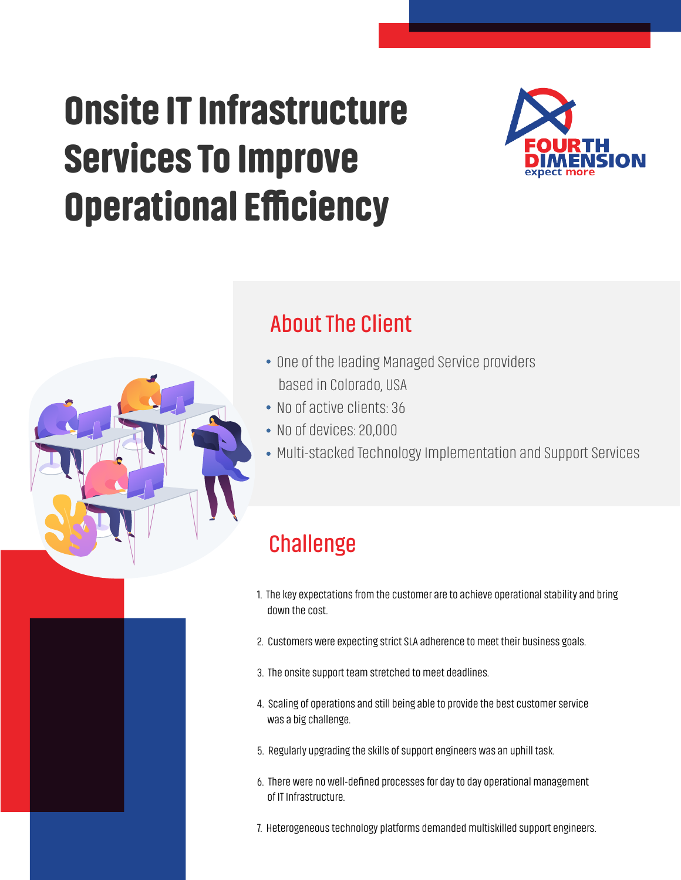# Onsite IT Infrastructure Services To Improve Operational Efficiency

FOURTH DIMENSION
expect more

## About The Client

- One of the leading Managed Service providers based in Colorado, USA
- No of active clients: 36
- No of devices: 20,000
- Multi-stacked Technology Implementation and Support Services

## Challenge

1. The key expectations from the customer are to achieve operational stability and bring down the cost.
2. Customers were expecting strict SLA adherence to meet their business goals.
3. The onsite support team stretched to meet deadlines.
4. Scaling of operations and still being able to provide the best customer service was a big challenge.
5. Regularly upgrading the skills of support engineers was an uphill task.
6. There were no well-defined processes for day to day operational management of IT Infrastructure.
7. Heterogeneous technology platforms demanded multiskilled support engineers.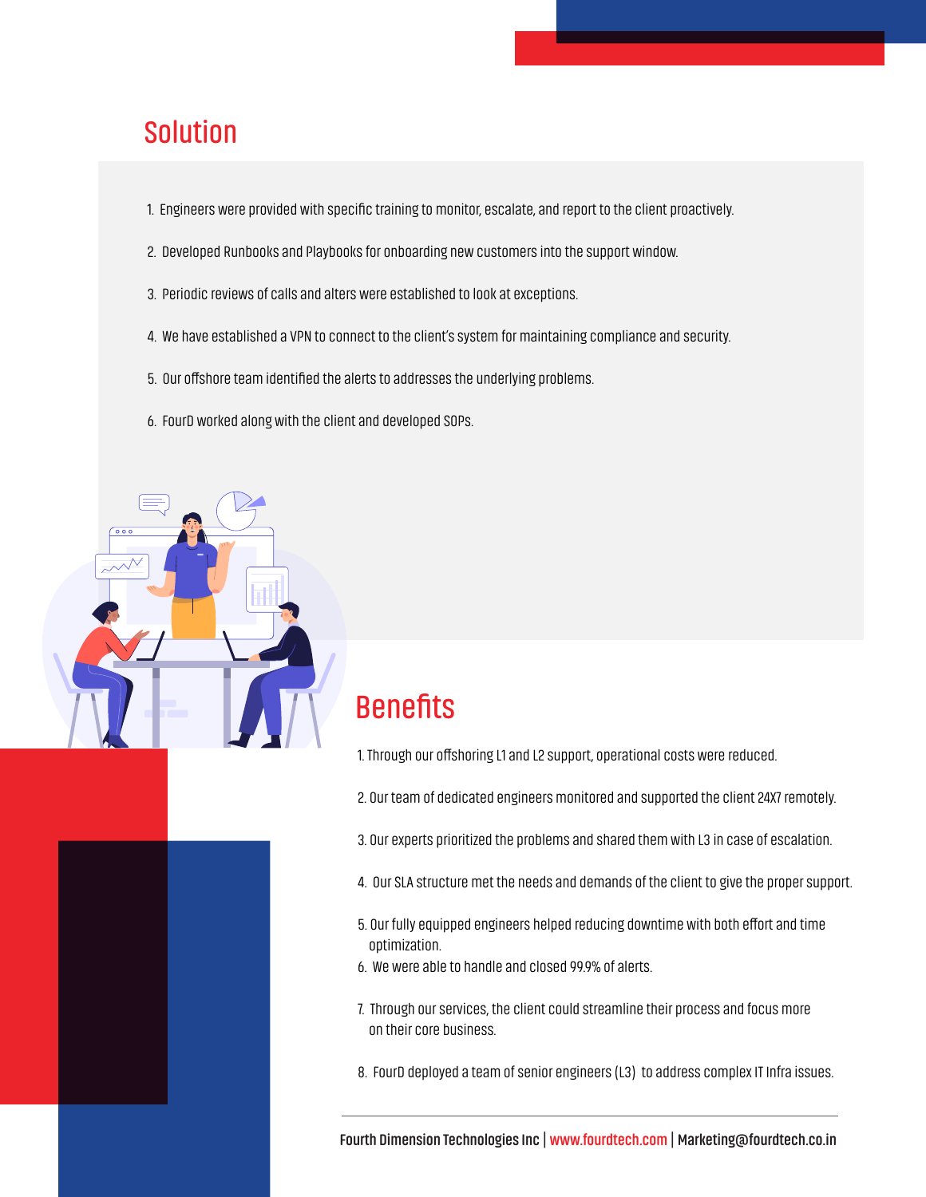## Solution

1. Engineers were provided with specific training to monitor, escalate, and report to the client proactively.
2. Developed Runbooks and Playbooks for onboarding new customers into the support window.
3. Periodic reviews of calls and alters were established to look at exceptions.
4. We have established a VPN to connect to the client's system for maintaining compliance and security.
5. Our offshore team identified the alerts to addresses the underlying problems.
6. FourD worked along with the client and developed SOPs.

## Benefits

1. Through our offshoring L1 and L2 support, operational costs were reduced.
2. Our team of dedicated engineers monitored and supported the client 24X7 remotely.
3. Our experts prioritized the problems and shared them with L3 in case of escalation.
4. Our SLA structure met the needs and demands of the client to give the proper support.
5. Our fully equipped engineers helped reducing downtime with both effort and time optimization.
6. We were able to handle and closed 99.9% of alerts.
7. Through our services, the client could streamline their process and focus more on their core business.
8. FourD deployed a team of senior engineers (L3) to address complex IT Infra issues.

Fourth Dimension Technologies Inc | www.fourdtech.com | Marketing@fourdtech.co.in